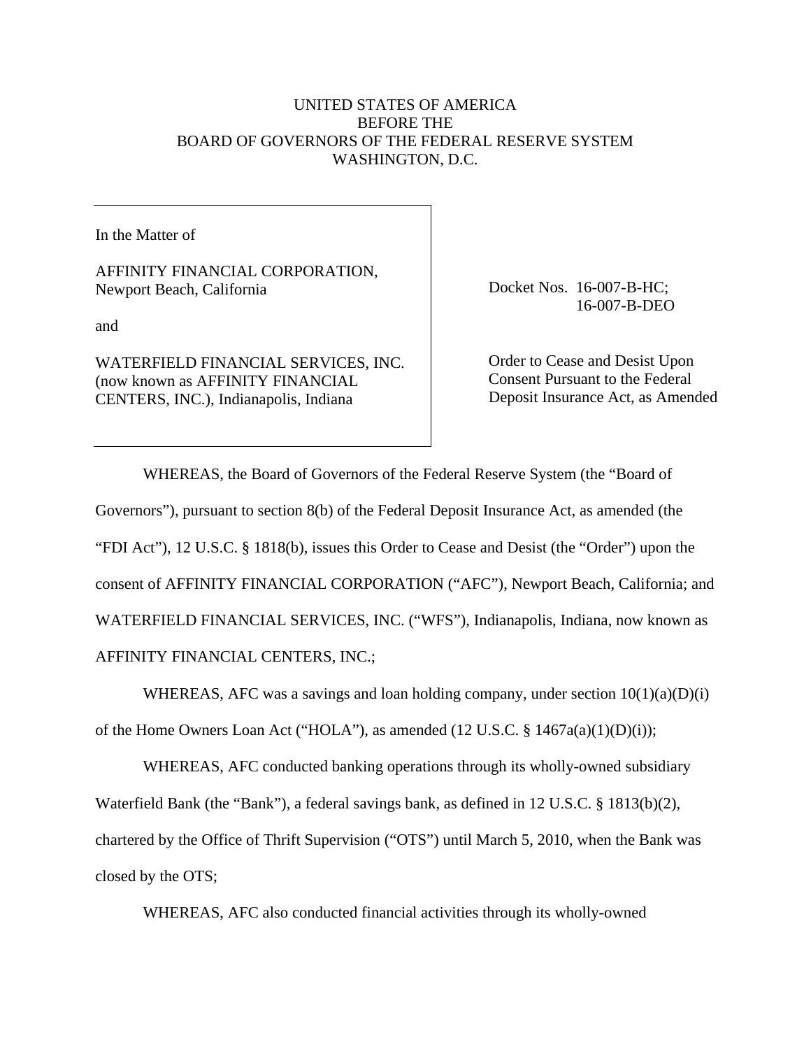UNITED STATES OF AMERICA
BEFORE THE
BOARD OF GOVERNORS OF THE FEDERAL RESERVE SYSTEM
WASHINGTON, D.C.

| | |
|---|---|
| In the Matter of<br><br>AFFINITY FINANCIAL CORPORATION, Newport Beach, California<br><br>and<br><br>WATERFIELD FINANCIAL SERVICES, INC. (now known as AFFINITY FINANCIAL CENTERS, INC.), Indianapolis, Indiana | Docket Nos. 16-007-B-HC; 16-007-B-DEO<br><br>Order to Cease and Desist Upon Consent Pursuant to the Federal Deposit Insurance Act, as Amended |

WHEREAS, the Board of Governors of the Federal Reserve System (the "Board of Governors"), pursuant to section 8(b) of the Federal Deposit Insurance Act, as amended (the "FDI Act"), 12 U.S.C. § 1818(b), issues this Order to Cease and Desist (the "Order") upon the consent of AFFINITY FINANCIAL CORPORATION ("AFC"), Newport Beach, California; and WATERFIELD FINANCIAL SERVICES, INC. ("WFS"), Indianapolis, Indiana, now known as AFFINITY FINANCIAL CENTERS, INC.;

WHEREAS, AFC was a savings and loan holding company, under section 10(1)(a)(D)(i) of the Home Owners Loan Act ("HOLA"), as amended (12 U.S.C. § 1467a(a)(1)(D)(i));

WHEREAS, AFC conducted banking operations through its wholly-owned subsidiary Waterfield Bank (the "Bank"), a federal savings bank, as defined in 12 U.S.C. § 1813(b)(2), chartered by the Office of Thrift Supervision ("OTS") until March 5, 2010, when the Bank was closed by the OTS;

WHEREAS, AFC also conducted financial activities through its wholly-owned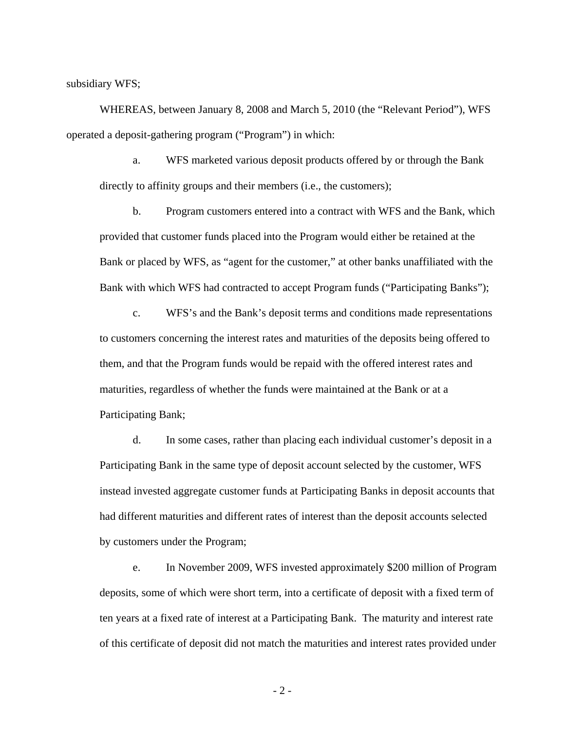subsidiary WFS;

WHEREAS, between January 8, 2008 and March 5, 2010 (the "Relevant Period"), WFS operated a deposit-gathering program ("Program") in which:

a. WFS marketed various deposit products offered by or through the Bank directly to affinity groups and their members (i.e., the customers);

b. Program customers entered into a contract with WFS and the Bank, which provided that customer funds placed into the Program would either be retained at the Bank or placed by WFS, as "agent for the customer," at other banks unaffiliated with the Bank with which WFS had contracted to accept Program funds ("Participating Banks");

c. WFS's and the Bank's deposit terms and conditions made representations to customers concerning the interest rates and maturities of the deposits being offered to them, and that the Program funds would be repaid with the offered interest rates and maturities, regardless of whether the funds were maintained at the Bank or at a Participating Bank;

d. In some cases, rather than placing each individual customer's deposit in a Participating Bank in the same type of deposit account selected by the customer, WFS instead invested aggregate customer funds at Participating Banks in deposit accounts that had different maturities and different rates of interest than the deposit accounts selected by customers under the Program;

e. In November 2009, WFS invested approximately $200 million of Program deposits, some of which were short term, into a certificate of deposit with a fixed term of ten years at a fixed rate of interest at a Participating Bank. The maturity and interest rate of this certificate of deposit did not match the maturities and interest rates provided under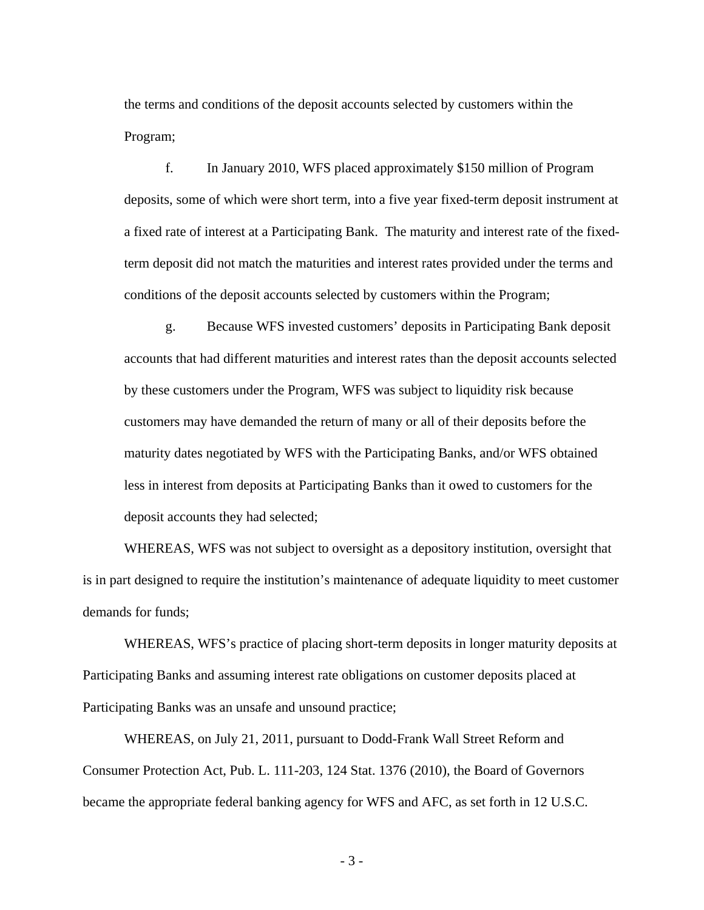the terms and conditions of the deposit accounts selected by customers within the Program;

f. In January 2010, WFS placed approximately $150 million of Program deposits, some of which were short term, into a five year fixed-term deposit instrument at a fixed rate of interest at a Participating Bank. The maturity and interest rate of the fixed-term deposit did not match the maturities and interest rates provided under the terms and conditions of the deposit accounts selected by customers within the Program;

g. Because WFS invested customers' deposits in Participating Bank deposit accounts that had different maturities and interest rates than the deposit accounts selected by these customers under the Program, WFS was subject to liquidity risk because customers may have demanded the return of many or all of their deposits before the maturity dates negotiated by WFS with the Participating Banks, and/or WFS obtained less in interest from deposits at Participating Banks than it owed to customers for the deposit accounts they had selected;

WHEREAS, WFS was not subject to oversight as a depository institution, oversight that is in part designed to require the institution's maintenance of adequate liquidity to meet customer demands for funds;

WHEREAS, WFS's practice of placing short-term deposits in longer maturity deposits at Participating Banks and assuming interest rate obligations on customer deposits placed at Participating Banks was an unsafe and unsound practice;

WHEREAS, on July 21, 2011, pursuant to Dodd-Frank Wall Street Reform and Consumer Protection Act, Pub. L. 111-203, 124 Stat. 1376 (2010), the Board of Governors became the appropriate federal banking agency for WFS and AFC, as set forth in 12 U.S.C.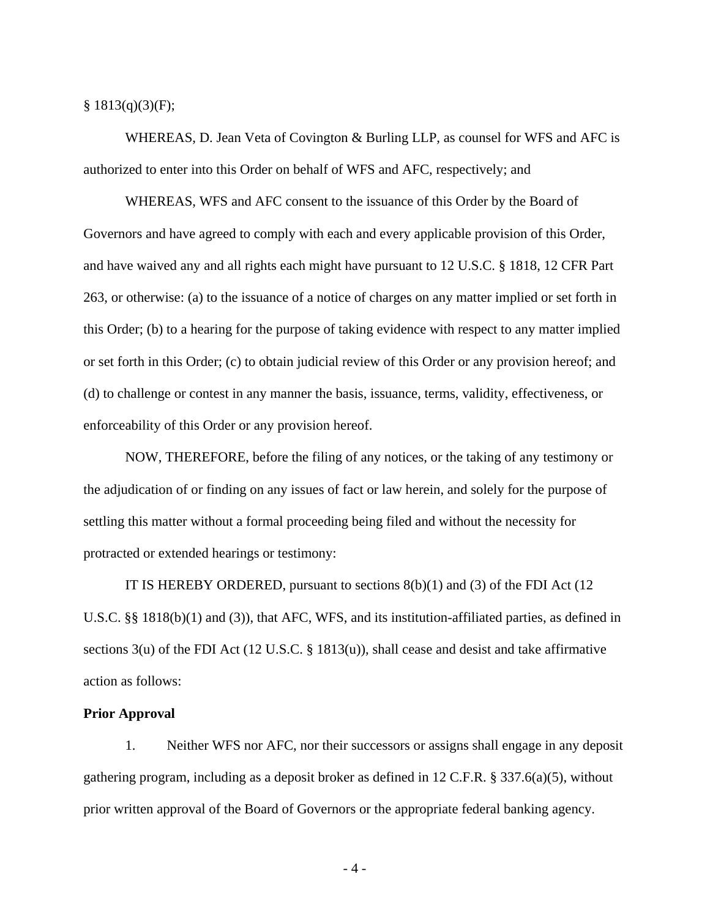§ 1813(q)(3)(F);

WHEREAS, D. Jean Veta of Covington & Burling LLP, as counsel for WFS and AFC is authorized to enter into this Order on behalf of WFS and AFC, respectively; and

WHEREAS, WFS and AFC consent to the issuance of this Order by the Board of Governors and have agreed to comply with each and every applicable provision of this Order, and have waived any and all rights each might have pursuant to 12 U.S.C. § 1818, 12 CFR Part 263, or otherwise: (a) to the issuance of a notice of charges on any matter implied or set forth in this Order; (b) to a hearing for the purpose of taking evidence with respect to any matter implied or set forth in this Order; (c) to obtain judicial review of this Order or any provision hereof; and (d) to challenge or contest in any manner the basis, issuance, terms, validity, effectiveness, or enforceability of this Order or any provision hereof.

NOW, THEREFORE, before the filing of any notices, or the taking of any testimony or the adjudication of or finding on any issues of fact or law herein, and solely for the purpose of settling this matter without a formal proceeding being filed and without the necessity for protracted or extended hearings or testimony:

IT IS HEREBY ORDERED, pursuant to sections 8(b)(1) and (3) of the FDI Act (12 U.S.C. §§ 1818(b)(1) and (3)), that AFC, WFS, and its institution-affiliated parties, as defined in sections 3(u) of the FDI Act (12 U.S.C. § 1813(u)), shall cease and desist and take affirmative action as follows:

**Prior Approval**

1. Neither WFS nor AFC, nor their successors or assigns shall engage in any deposit gathering program, including as a deposit broker as defined in 12 C.F.R. § 337.6(a)(5), without prior written approval of the Board of Governors or the appropriate federal banking agency.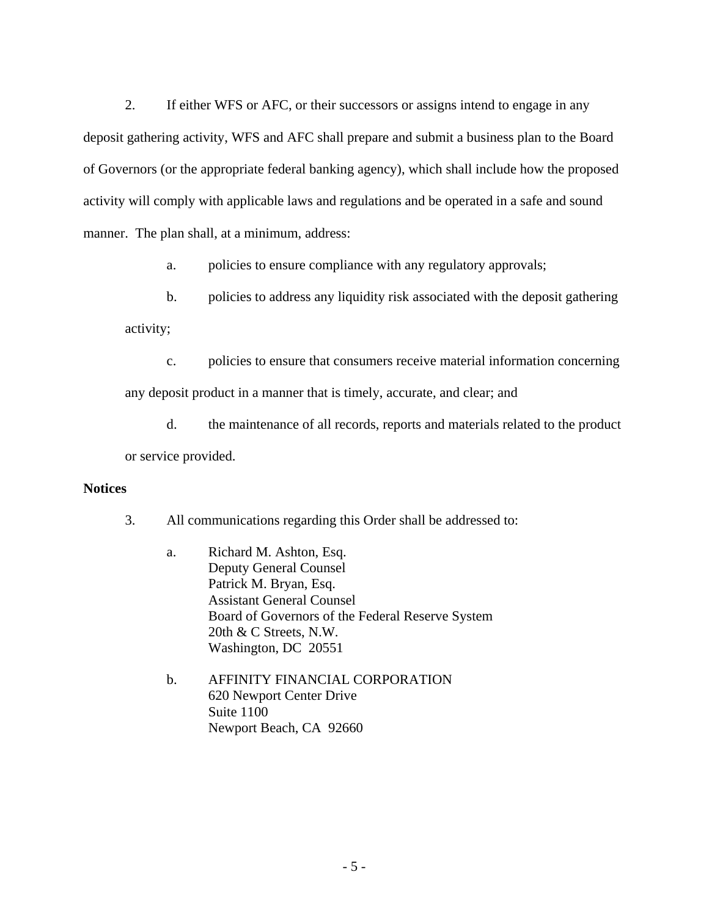2. If either WFS or AFC, or their successors or assigns intend to engage in any deposit gathering activity, WFS and AFC shall prepare and submit a business plan to the Board of Governors (or the appropriate federal banking agency), which shall include how the proposed activity will comply with applicable laws and regulations and be operated in a safe and sound manner. The plan shall, at a minimum, address:

a. policies to ensure compliance with any regulatory approvals;

b. policies to address any liquidity risk associated with the deposit gathering activity;

c. policies to ensure that consumers receive material information concerning any deposit product in a manner that is timely, accurate, and clear; and

d. the maintenance of all records, reports and materials related to the product or service provided.

**Notices**

3. All communications regarding this Order shall be addressed to:

a. Richard M. Ashton, Esq.
Deputy General Counsel
Patrick M. Bryan, Esq.
Assistant General Counsel
Board of Governors of the Federal Reserve System
20th & C Streets, N.W.
Washington, DC 20551

b. AFFINITY FINANCIAL CORPORATION
620 Newport Center Drive
Suite 1100
Newport Beach, CA 92660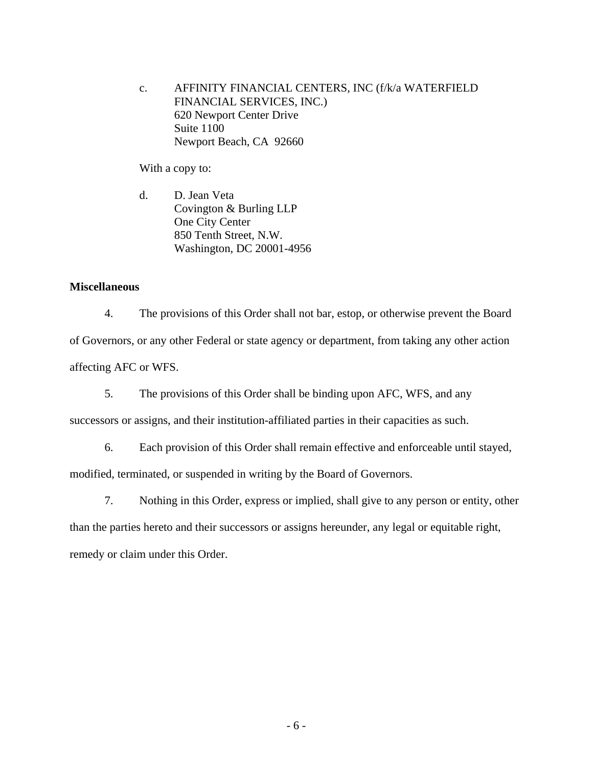c. AFFINITY FINANCIAL CENTERS, INC (f/k/a WATERFIELD FINANCIAL SERVICES, INC.)
   620 Newport Center Drive
   Suite 1100
   Newport Beach, CA 92660

With a copy to:

d. D. Jean Veta
   Covington & Burling LLP
   One City Center
   850 Tenth Street, N.W.
   Washington, DC 20001-4956

**Miscellaneous**

4. The provisions of this Order shall not bar, estop, or otherwise prevent the Board of Governors, or any other Federal or state agency or department, from taking any other action affecting AFC or WFS.

5. The provisions of this Order shall be binding upon AFC, WFS, and any successors or assigns, and their institution-affiliated parties in their capacities as such.

6. Each provision of this Order shall remain effective and enforceable until stayed, modified, terminated, or suspended in writing by the Board of Governors.

7. Nothing in this Order, express or implied, shall give to any person or entity, other than the parties hereto and their successors or assigns hereunder, any legal or equitable right, remedy or claim under this Order.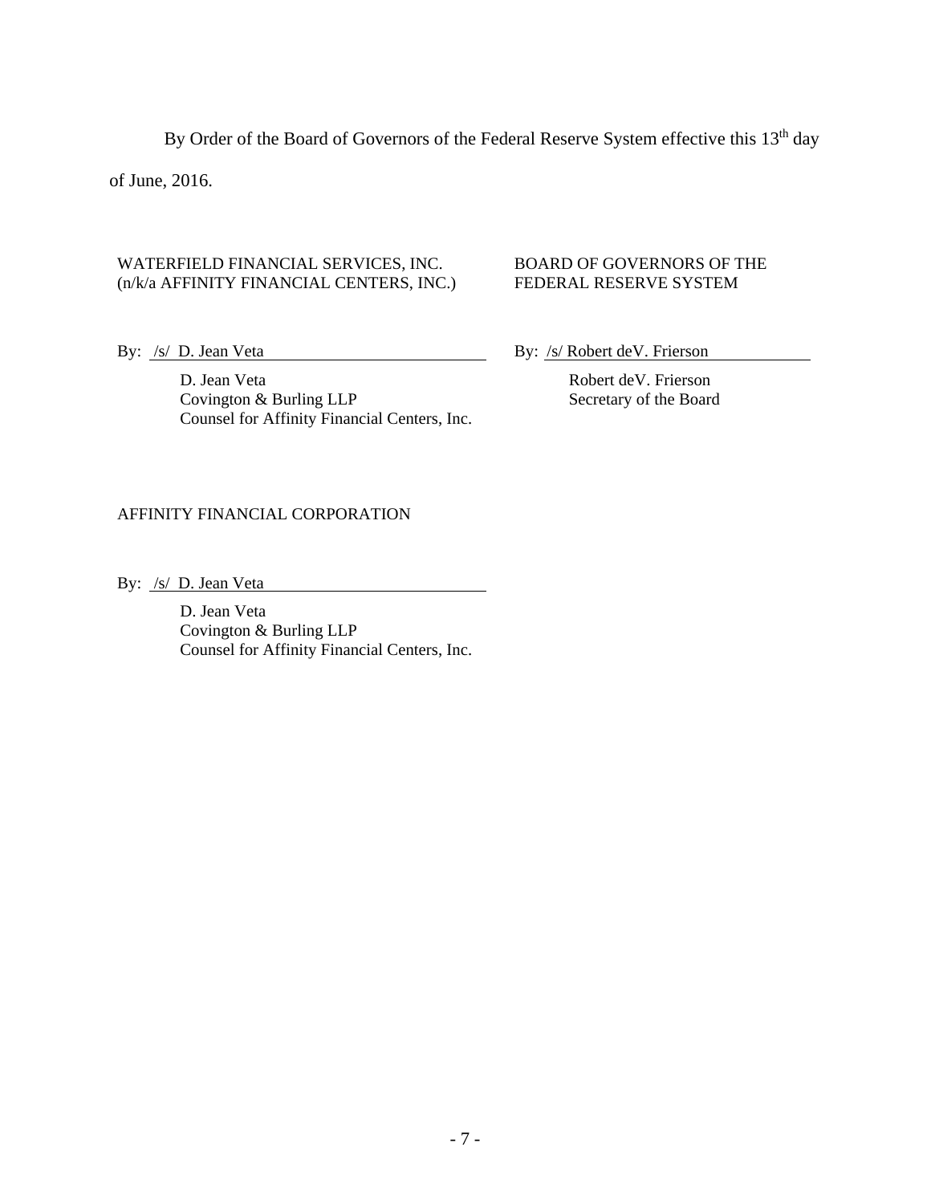By Order of the Board of Governors of the Federal Reserve System effective this 13th day of June, 2016.

WATERFIELD FINANCIAL SERVICES, INC.
(n/k/a AFFINITY FINANCIAL CENTERS, INC.)

By: /s/ D. Jean Veta

D. Jean Veta
Covington & Burling LLP
Counsel for Affinity Financial Centers, Inc.

BOARD OF GOVERNORS OF THE
FEDERAL RESERVE SYSTEM

By: /s/ Robert deV. Frierson

Robert deV. Frierson
Secretary of the Board

AFFINITY FINANCIAL CORPORATION

By: /s/ D. Jean Veta

D. Jean Veta
Covington & Burling LLP
Counsel for Affinity Financial Centers, Inc.